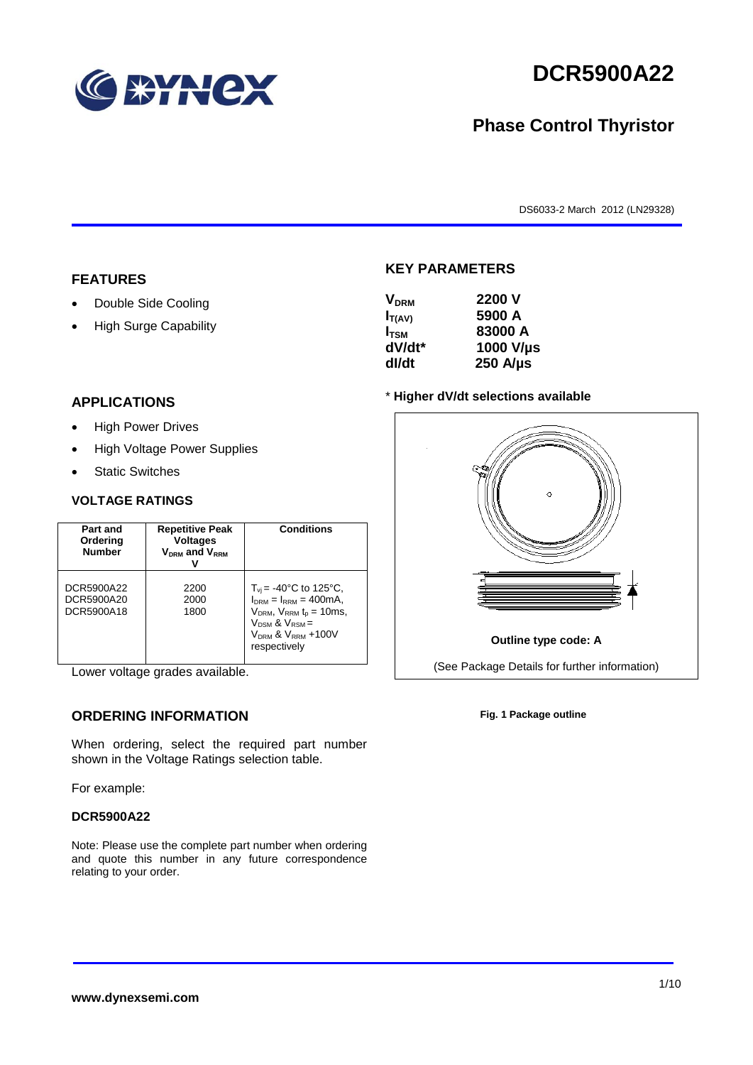# DCR5900A22

## Phase Control Thyristor

DS6033-2 March 2012 (LN29328)

## FEATURES

- Double Side Cooling
- High Surge Capability

## APPLICATIONS

- High Power Drives
- High Voltage Power Supplies
- Static Switches

## KEY PARAMETERS

| | |
|---|---|
| $V_{DRM}$ | 2200 V |
| $I_{T(AV)}$ | 5900 A |
| $I_{TSM}$ | 83000 A |
| dV/dt* | 1000 V/µs |
| dI/dt | 250 A/µs |

\* **Higher dV/dt selections available**

## VOLTAGE RATINGS

| Part and Ordering Number | Repetitive Peak Voltages $V_{DRM}$ and $V_{RRM}$ V | Conditions |
|---|---|---|
| DCR5900A22<br>DCR5900A20<br>DCR5900A18 | 2200<br>2000<br>1800 | $T_{vj}$ = -40°C to 125°C, $I_{DRM}$ = $I_{RRM}$ = 400mA, $V_{DRM}$, $V_{RRM}$ $t_p$ = 10ms, $V_{DSM}$ & $V_{RSM}$ = $V_{DRM}$ & $V_{RRM}$ +100V respectively |

Lower voltage grades available.

Outline type code: A

(See Package Details for further information)

**Fig. 1 Package outline**

## ORDERING INFORMATION

When ordering, select the required part number shown in the Voltage Ratings selection table.

For example:

**DCR5900A22**

Note: Please use the complete part number when ordering and quote this number in any future correspondence relating to your order.

**www.dynexsemi.com**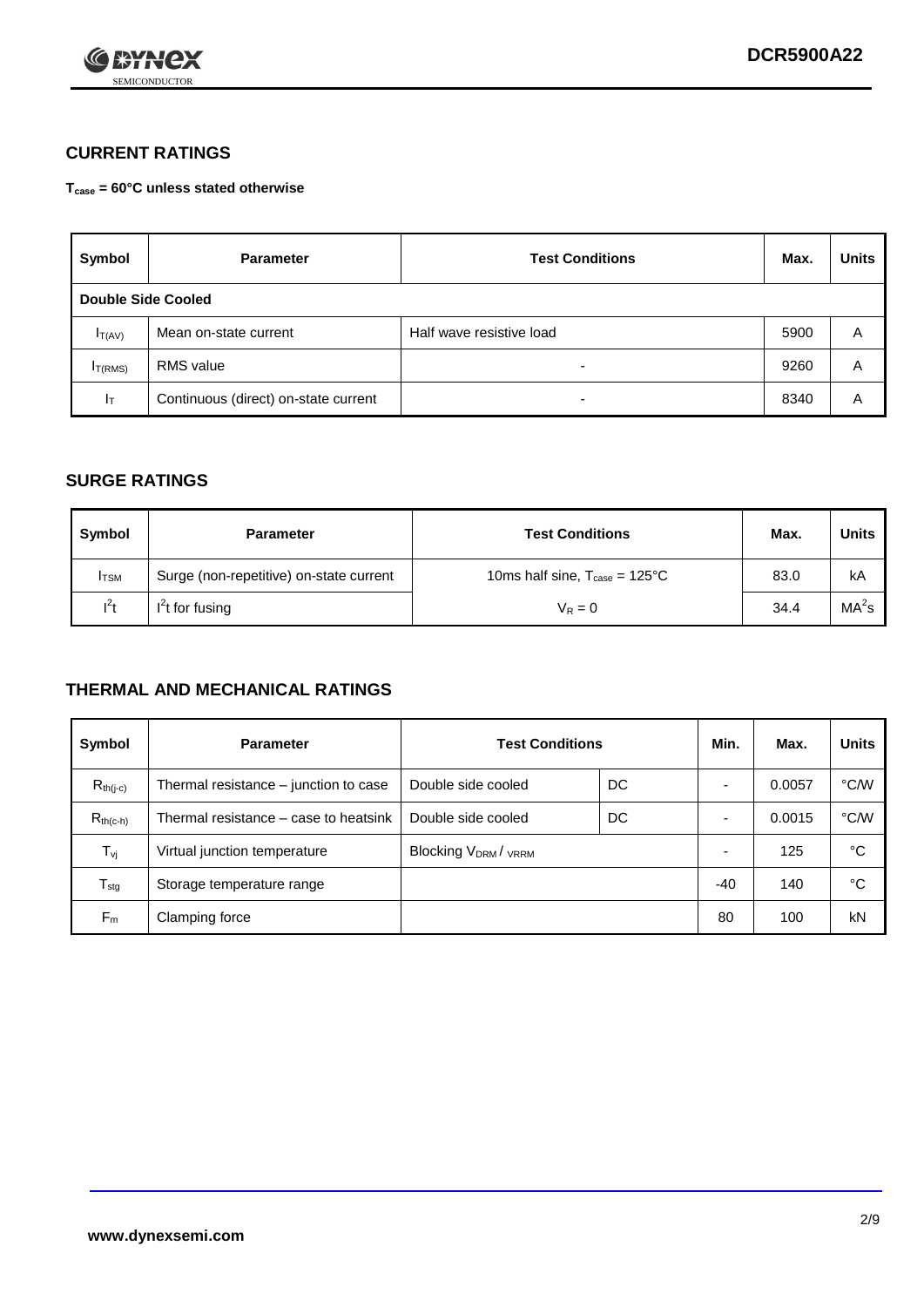## CURRENT RATINGS

**$T_{case}$ = 60°C unless stated otherwise**

| Symbol | Parameter | Test Conditions | Max. | Units |
|---|---|---|---|---|
| **Double Side Cooled** | | | | |
| $I_{T(AV)}$ | Mean on-state current | Half wave resistive load | 5900 | A |
| $I_{T(RMS)}$ | RMS value | - | 9260 | A |
| $I_T$ | Continuous (direct) on-state current | - | 8340 | A |

## SURGE RATINGS

| Symbol | Parameter | Test Conditions | Max. | Units |
|---|---|---|---|---|
| $I_{TSM}$ | Surge (non-repetitive) on-state current | 10ms half sine, $T_{case}$ = 125°C | 83.0 | kA |
| $I^2t$ | $I^2t$ for fusing | $V_R = 0$ | 34.4 | $MA^2s$ |

## THERMAL AND MECHANICAL RATINGS

| Symbol | Parameter | Test Conditions | | Min. | Max. | Units |
|---|---|---|---|---|---|---|
| $R_{th(j-c)}$ | Thermal resistance – junction to case | Double side cooled | DC | - | 0.0057 | °C/W |
| $R_{th(c-h)}$ | Thermal resistance – case to heatsink | Double side cooled | DC | - | 0.0015 | °C/W |
| $T_{vj}$ | Virtual junction temperature | Blocking $V_{DRM}$ / $V_{RRM}$ | | - | 125 | °C |
| $T_{stg}$ | Storage temperature range | | | -40 | 140 | °C |
| $F_m$ | Clamping force | | | 80 | 100 | kN |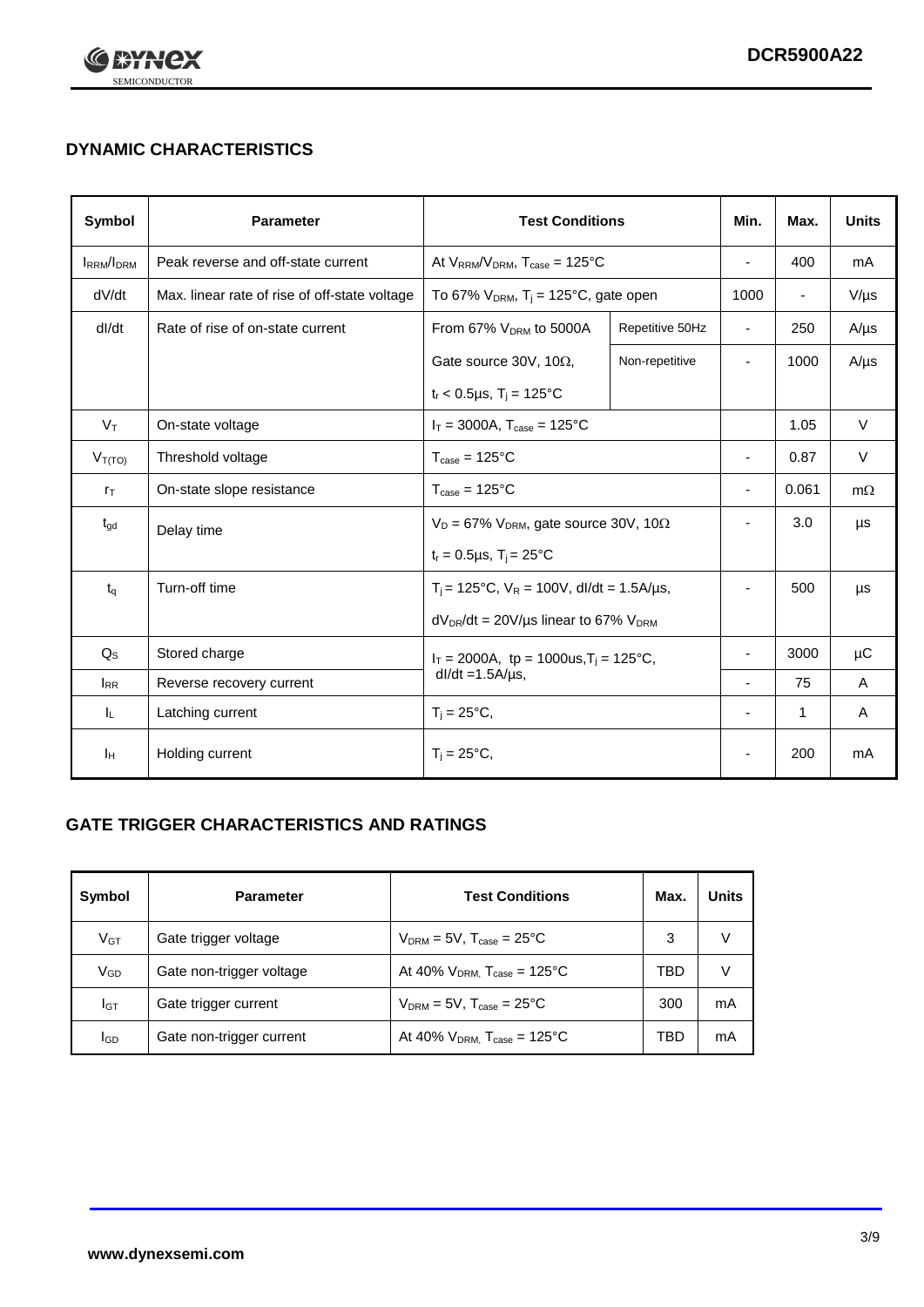## DYNAMIC CHARACTERISTICS

| Symbol | Parameter | Test Conditions | | Min. | Max. | Units |
|---|---|---|---|---|---|---|
| $I_{RRM}/I_{DRM}$ | Peak reverse and off-state current | At $V_{RRM}/V_{DRM}$, $T_{case}$ = 125°C | | - | 400 | mA |
| dV/dt | Max. linear rate of rise of off-state voltage | To 67% $V_{DRM}$, $T_j$ = 125°C, gate open | | 1000 | - | V/μs |
| dI/dt | Rate of rise of on-state current | From 67% $V_{DRM}$ to 5000A | Repetitive 50Hz | - | 250 | A/μs |
| | | Gate source 30V, 10Ω, $t_r$ < 0.5μs, $T_j$ = 125°C | Non-repetitive | - | 1000 | A/μs |
| $V_T$ | On-state voltage | $I_T$ = 3000A, $T_{case}$ = 125°C | | | 1.05 | V |
| $V_{T(TO)}$ | Threshold voltage | $T_{case}$ = 125°C | | - | 0.87 | V |
| $r_T$ | On-state slope resistance | $T_{case}$ = 125°C | | - | 0.061 | mΩ |
| $t_{gd}$ | Delay time | $V_D$ = 67% $V_{DRM}$, gate source 30V, 10Ω, $t_r$ = 0.5μs, $T_j$ = 25°C | | - | 3.0 | μs |
| $t_q$ | Turn-off time | $T_j$ = 125°C, $V_R$ = 100V, dI/dt = 1.5A/μs, $dV_{DR}/dt$ = 20V/μs linear to 67% $V_{DRM}$ | | - | 500 | μs |
| $Q_S$ | Stored charge | $I_T$ = 2000A, tp = 1000us, $T_j$ = 125°C, dI/dt =1.5A/μs, | | - | 3000 | μC |
| $I_{RR}$ | Reverse recovery current | | | - | 75 | A |
| $I_L$ | Latching current | $T_j$ = 25°C, | | - | 1 | A |
| $I_H$ | Holding current | $T_j$ = 25°C, | | - | 200 | mA |

## GATE TRIGGER CHARACTERISTICS AND RATINGS

| Symbol | Parameter | Test Conditions | Max. | Units |
|---|---|---|---|---|
| $V_{GT}$ | Gate trigger voltage | $V_{DRM}$ = 5V, $T_{case}$ = 25°C | 3 | V |
| $V_{GD}$ | Gate non-trigger voltage | At 40% $V_{DRM,}$ $T_{case}$ = 125°C | TBD | V |
| $I_{GT}$ | Gate trigger current | $V_{DRM}$ = 5V, $T_{case}$ = 25°C | 300 | mA |
| $I_{GD}$ | Gate non-trigger current | At 40% $V_{DRM,}$ $T_{case}$ = 125°C | TBD | mA |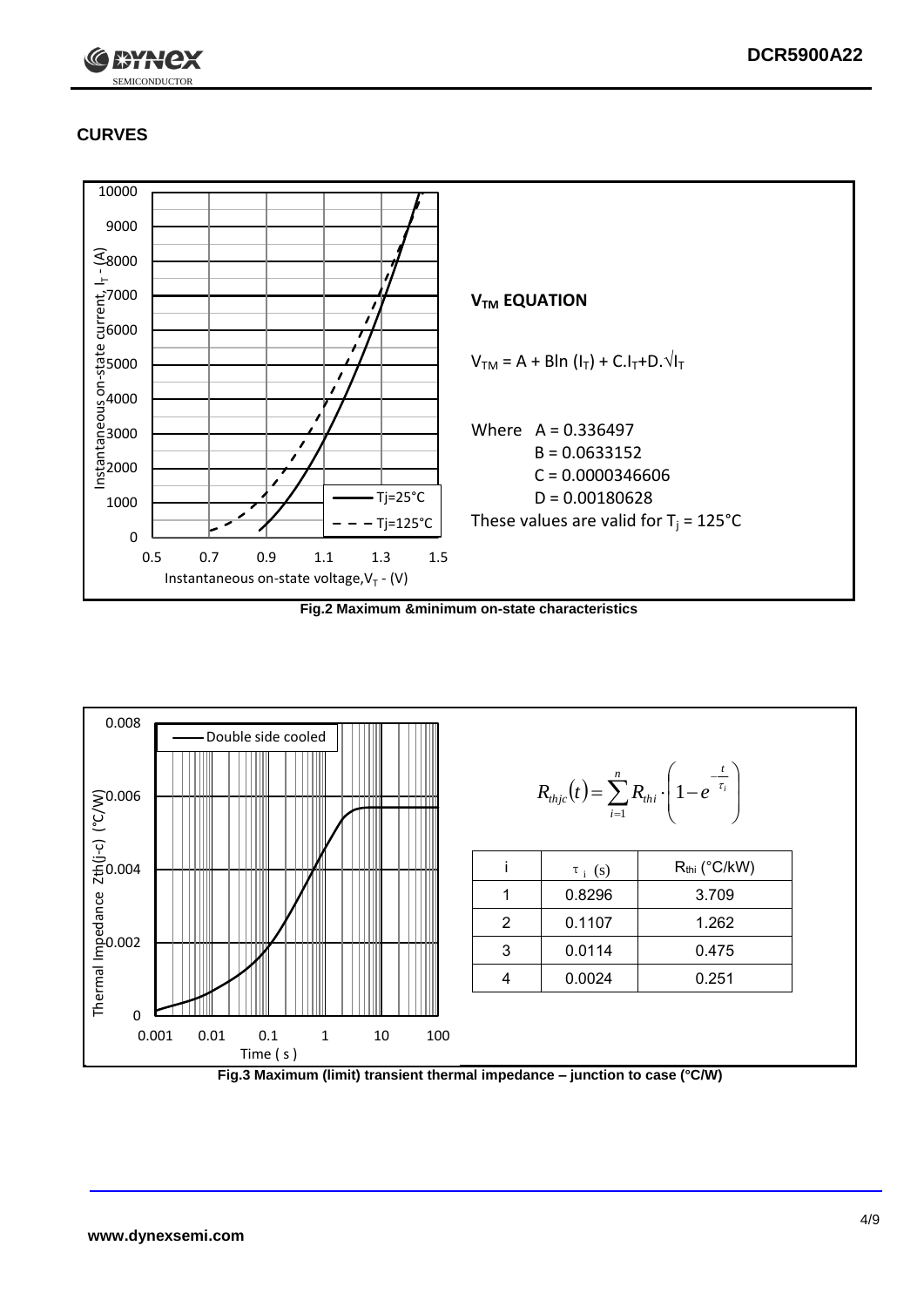## CURVES

### $V_{TM}$ EQUATION

$$V_{TM} = A + B\ln(I_T) + C.I_T + D.\sqrt{I_T}$$

Where A = 0.336497
B = 0.0633152
C = 0.0000346606
D = 0.00180628

These values are valid for $T_j$ = 125°C

**Fig.2 Maximum &minimum on-state characteristics**

$$R_{thjc}(t) = \sum_{i=1}^{n} R_{thi} \cdot \left(1 - e^{-\frac{t}{\tau_i}}\right)$$

| i | $\tau_i$ (s) | $R_{thi}$ (°C/kW) |
|---|---|---|
| 1 | 0.8296 | 3.709 |
| 2 | 0.1107 | 1.262 |
| 3 | 0.0114 | 0.475 |
| 4 | 0.0024 | 0.251 |

**Fig.3 Maximum (limit) transient thermal impedance – junction to case (°C/W)**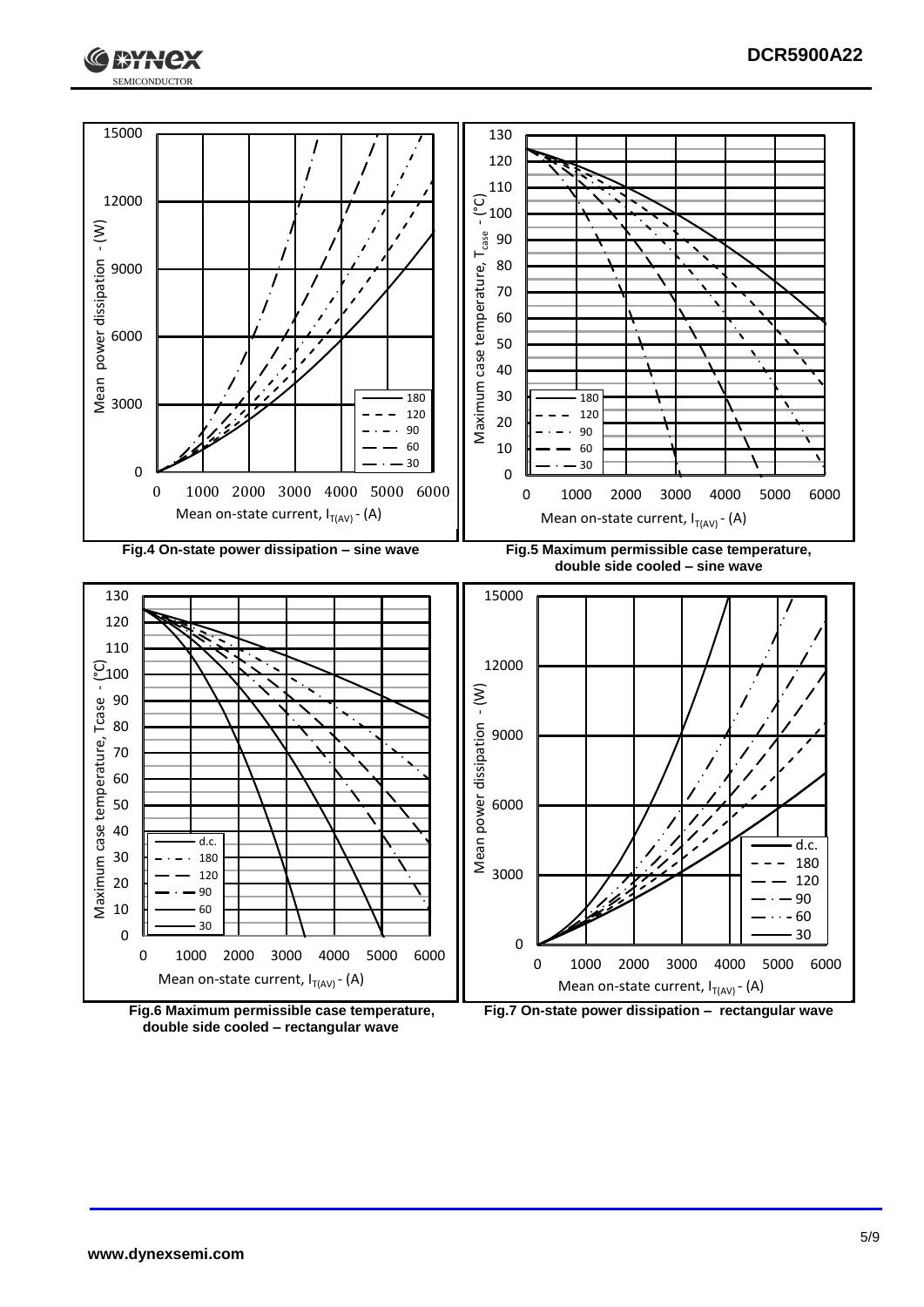Mean power dissipation - (W)

Mean on-state current, $I_{T(AV)}$ - (A)

Legend: 180, 120, 90, 60, 30

**Fig.4 On-state power dissipation – sine wave**

Maximum case temperature, $T_{case}$ - (°C)

Mean on-state current, $I_{T(AV)}$ - (A)

Legend: 180, 120, 90, 60, 30

**Fig.5 Maximum permissible case temperature, double side cooled – sine wave**

Maximum case temperature, Tcase - (°C)

Mean on-state current, $I_{T(AV)}$ - (A)

Legend: d.c., 180, 120, 90, 60, 30

**Fig.6 Maximum permissible case temperature, double side cooled – rectangular wave**

Mean power dissipation - (W)

Mean on-state current, $I_{T(AV)}$ - (A)

Legend: d.c., 180, 120, 90, 60, 30

**Fig.7 On-state power dissipation – rectangular wave**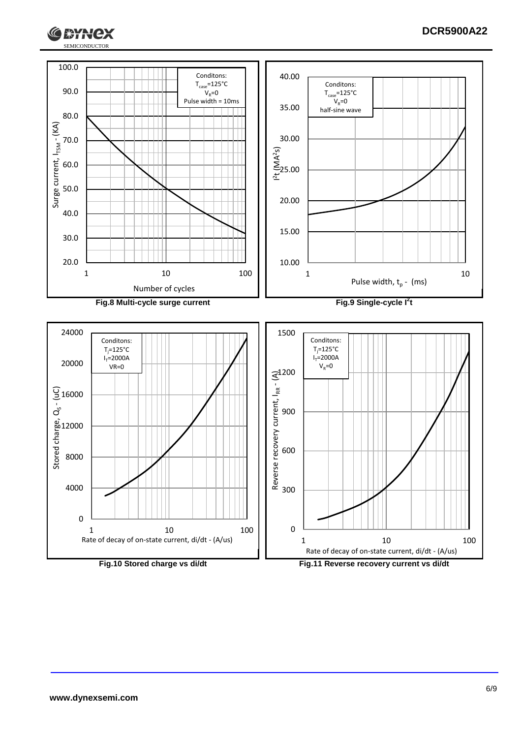Fig.8 Multi-cycle surge current

Fig.9 Single-cycle $I^2t$

Fig.10 Stored charge vs di/dt

Fig.11 Reverse recovery current vs di/dt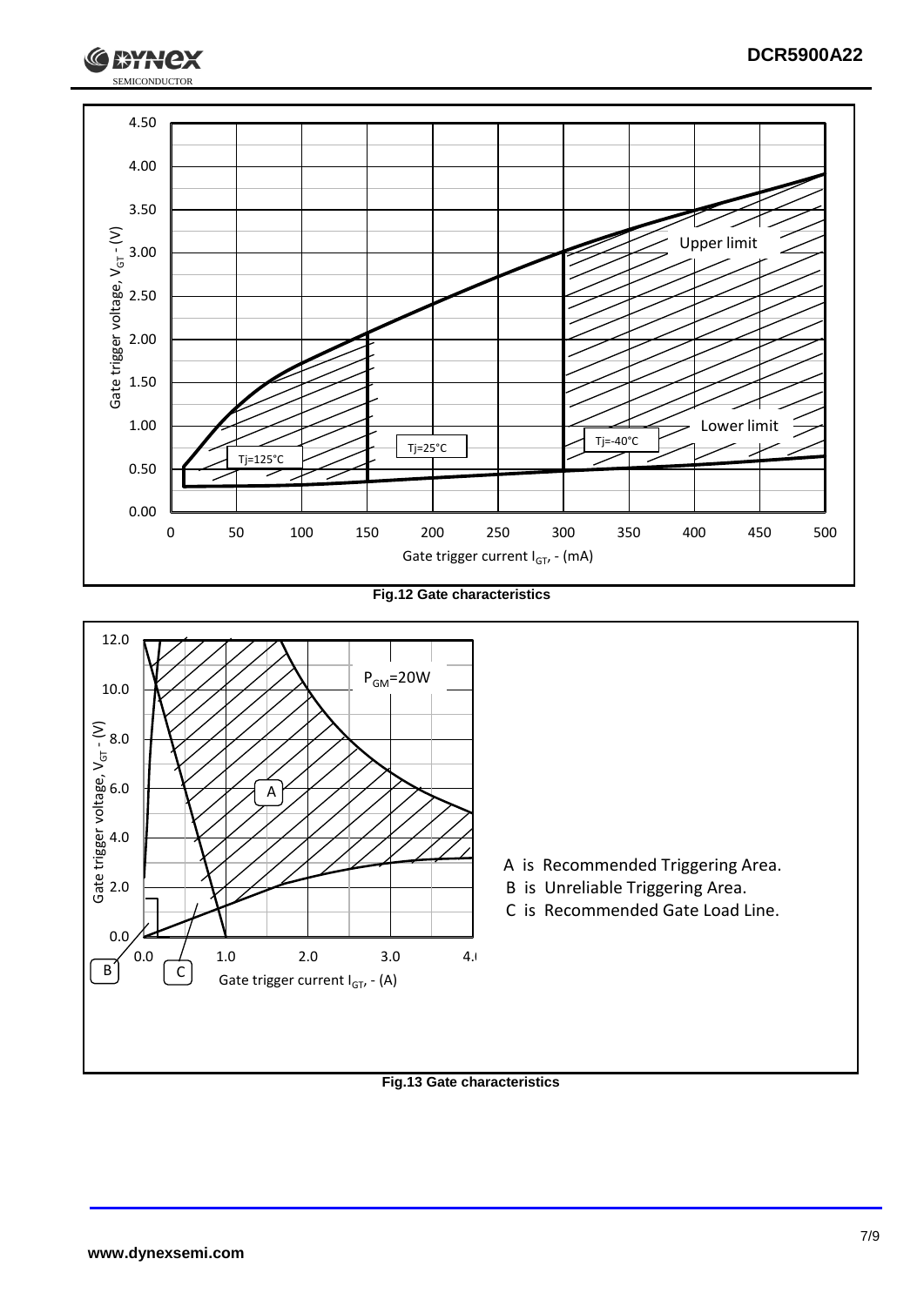**Fig.12 Gate characteristics**

A is Recommended Triggering Area.

B is Unreliable Triggering Area.

C is Recommended Gate Load Line.

**Fig.13 Gate characteristics**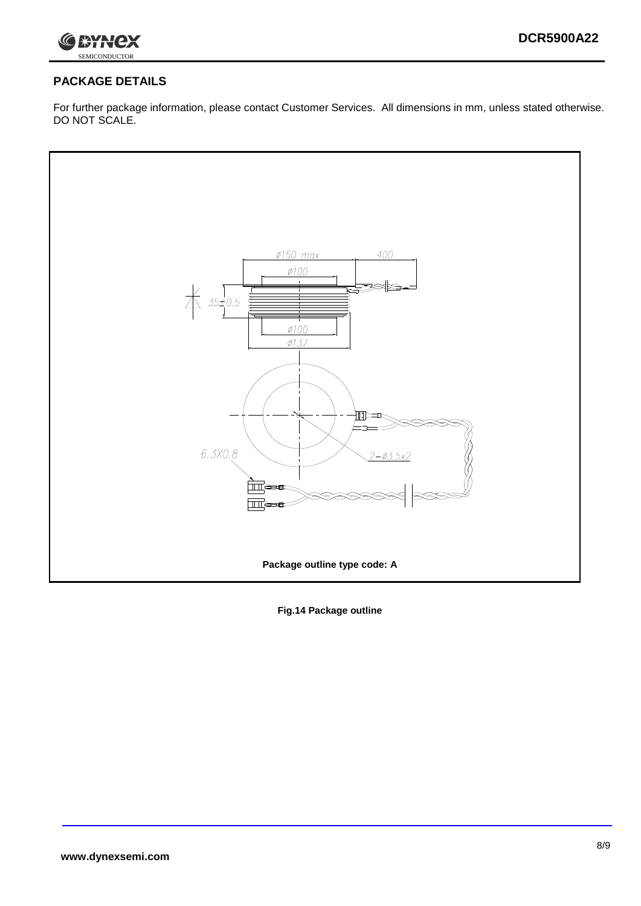## PACKAGE DETAILS

For further package information, please contact Customer Services. All dimensions in mm, unless stated otherwise. DO NOT SCALE.

ø150 max

400

ø100

35±0.5

ø100

ø137

6.3X0.8

2-ø3.5x2

**Package outline type code: A**

**Fig.14 Package outline**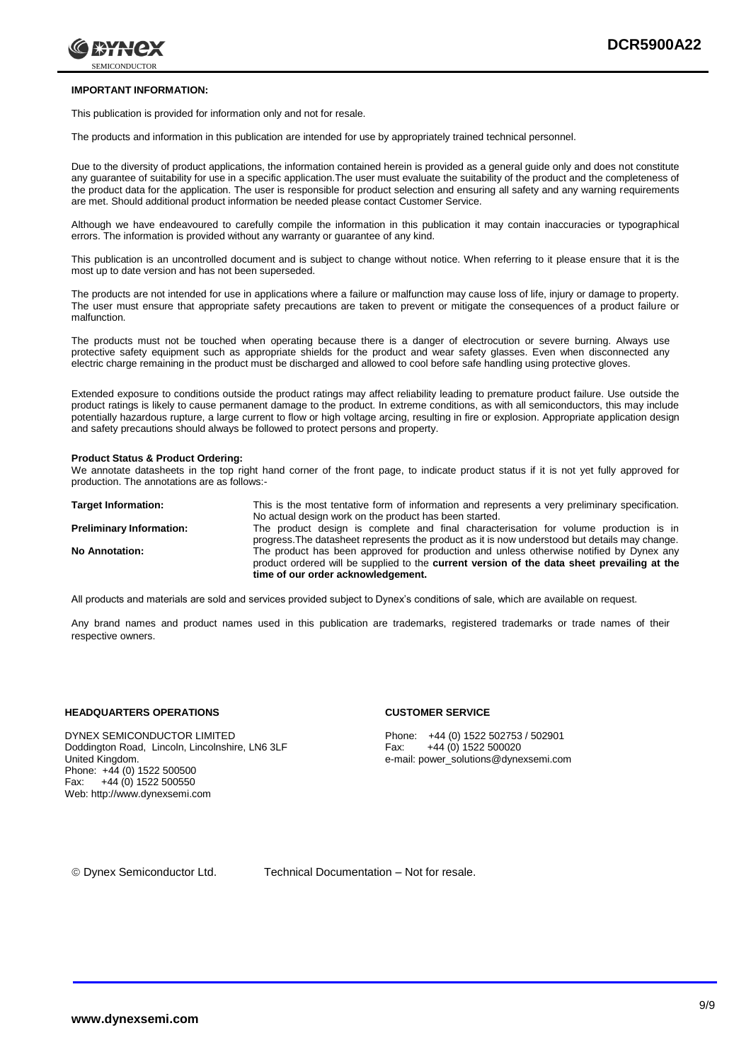**IMPORTANT INFORMATION:**

This publication is provided for information only and not for resale.

The products and information in this publication are intended for use by appropriately trained technical personnel.

Due to the diversity of product applications, the information contained herein is provided as a general guide only and does not constitute any guarantee of suitability for use in a specific application.The user must evaluate the suitability of the product and the completeness of the product data for the application. The user is responsible for product selection and ensuring all safety and any warning requirements are met. Should additional product information be needed please contact Customer Service.

Although we have endeavoured to carefully compile the information in this publication it may contain inaccuracies or typographical errors. The information is provided without any warranty or guarantee of any kind.

This publication is an uncontrolled document and is subject to change without notice. When referring to it please ensure that it is the most up to date version and has not been superseded.

The products are not intended for use in applications where a failure or malfunction may cause loss of life, injury or damage to property. The user must ensure that appropriate safety precautions are taken to prevent or mitigate the consequences of a product failure or malfunction.

The products must not be touched when operating because there is a danger of electrocution or severe burning. Always use protective safety equipment such as appropriate shields for the product and wear safety glasses. Even when disconnected any electric charge remaining in the product must be discharged and allowed to cool before safe handling using protective gloves.

Extended exposure to conditions outside the product ratings may affect reliability leading to premature product failure. Use outside the product ratings is likely to cause permanent damage to the product. In extreme conditions, as with all semiconductors, this may include potentially hazardous rupture, a large current to flow or high voltage arcing, resulting in fire or explosion. Appropriate application design and safety precautions should always be followed to protect persons and property.

**Product Status & Product Ordering:**

We annotate datasheets in the top right hand corner of the front page, to indicate product status if it is not yet fully approved for production. The annotations are as follows:-

| | |
|---|---|
| **Target Information:** | This is the most tentative form of information and represents a very preliminary specification. No actual design work on the product has been started. |
| **Preliminary Information:** | The product design is complete and final characterisation for volume production is in progress.The datasheet represents the product as it is now understood but details may change. |
| **No Annotation:** | The product has been approved for production and unless otherwise notified by Dynex any product ordered will be supplied to the **current version of the data sheet prevailing at the time of our order acknowledgement.** |

All products and materials are sold and services provided subject to Dynex's conditions of sale, which are available on request.

Any brand names and product names used in this publication are trademarks, registered trademarks or trade names of their respective owners.

**HEADQUARTERS OPERATIONS**

DYNEX SEMICONDUCTOR LIMITED
Doddington Road, Lincoln, Lincolnshire, LN6 3LF
United Kingdom.
Phone: +44 (0) 1522 500500
Fax: +44 (0) 1522 500550
Web: http://www.dynexsemi.com

**CUSTOMER SERVICE**

Phone: +44 (0) 1522 502753 / 502901
Fax: +44 (0) 1522 500020
e-mail: power_solutions@dynexsemi.com

© Dynex Semiconductor Ltd. Technical Documentation – Not for resale.